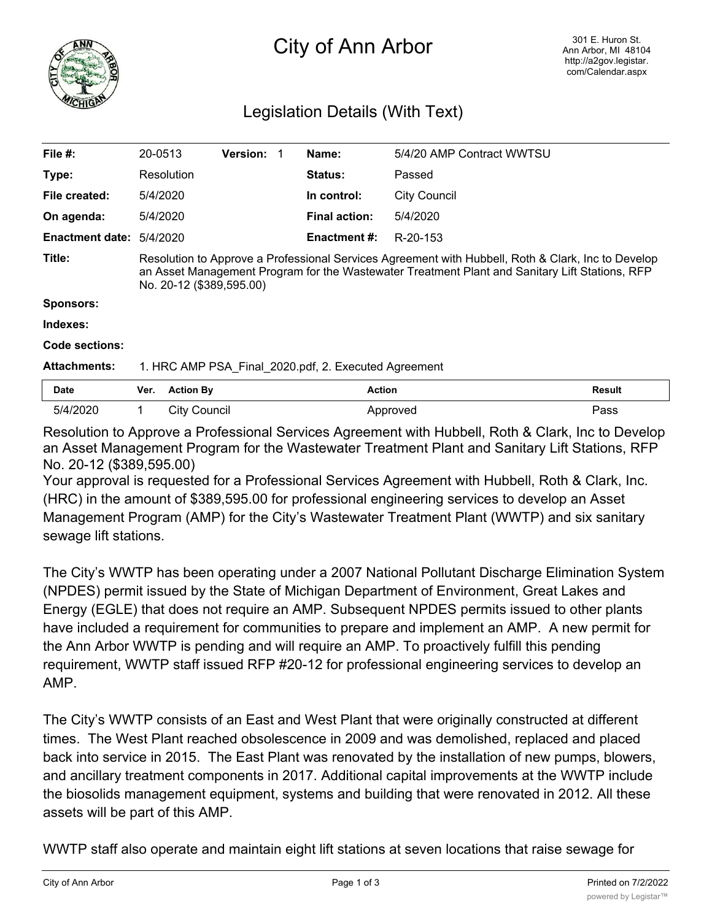# City of Ann Arbor

301 E. Huron St.
Ann Arbor, MI 48104
http://a2gov.legistar.com/Calendar.aspx

## Legislation Details (With Text)

| | | | | | |
|---|---|---|---|---|---|
| **File #:** | 20-0513 | **Version:** 1 | | **Name:** | 5/4/20 AMP Contract WWTSU |
| **Type:** | Resolution | | | **Status:** | Passed |
| **File created:** | 5/4/2020 | | | **In control:** | City Council |
| **On agenda:** | 5/4/2020 | | | **Final action:** | 5/4/2020 |
| **Enactment date:** | 5/4/2020 | | | **Enactment #:** | R-20-153 |

**Title:** Resolution to Approve a Professional Services Agreement with Hubbell, Roth & Clark, Inc to Develop an Asset Management Program for the Wastewater Treatment Plant and Sanitary Lift Stations, RFP No. 20-12 ($389,595.00)

**Sponsors:**

**Indexes:**

**Code sections:**

**Attachments:** 1. HRC AMP PSA_Final_2020.pdf, 2. Executed Agreement

| Date | Ver. | Action By | Action | Result |
|---|---|---|---|---|
| 5/4/2020 | 1 | City Council | Approved | Pass |

Resolution to Approve a Professional Services Agreement with Hubbell, Roth & Clark, Inc to Develop an Asset Management Program for the Wastewater Treatment Plant and Sanitary Lift Stations, RFP No. 20-12 ($389,595.00)

Your approval is requested for a Professional Services Agreement with Hubbell, Roth & Clark, Inc. (HRC) in the amount of $389,595.00 for professional engineering services to develop an Asset Management Program (AMP) for the City's Wastewater Treatment Plant (WWTP) and six sanitary sewage lift stations.

The City's WWTP has been operating under a 2007 National Pollutant Discharge Elimination System (NPDES) permit issued by the State of Michigan Department of Environment, Great Lakes and Energy (EGLE) that does not require an AMP. Subsequent NPDES permits issued to other plants have included a requirement for communities to prepare and implement an AMP. A new permit for the Ann Arbor WWTP is pending and will require an AMP. To proactively fulfill this pending requirement, WWTP staff issued RFP #20-12 for professional engineering services to develop an AMP.

The City's WWTP consists of an East and West Plant that were originally constructed at different times. The West Plant reached obsolescence in 2009 and was demolished, replaced and placed back into service in 2015. The East Plant was renovated by the installation of new pumps, blowers, and ancillary treatment components in 2017. Additional capital improvements at the WWTP include the biosolids management equipment, systems and building that were renovated in 2012. All these assets will be part of this AMP.

WWTP staff also operate and maintain eight lift stations at seven locations that raise sewage for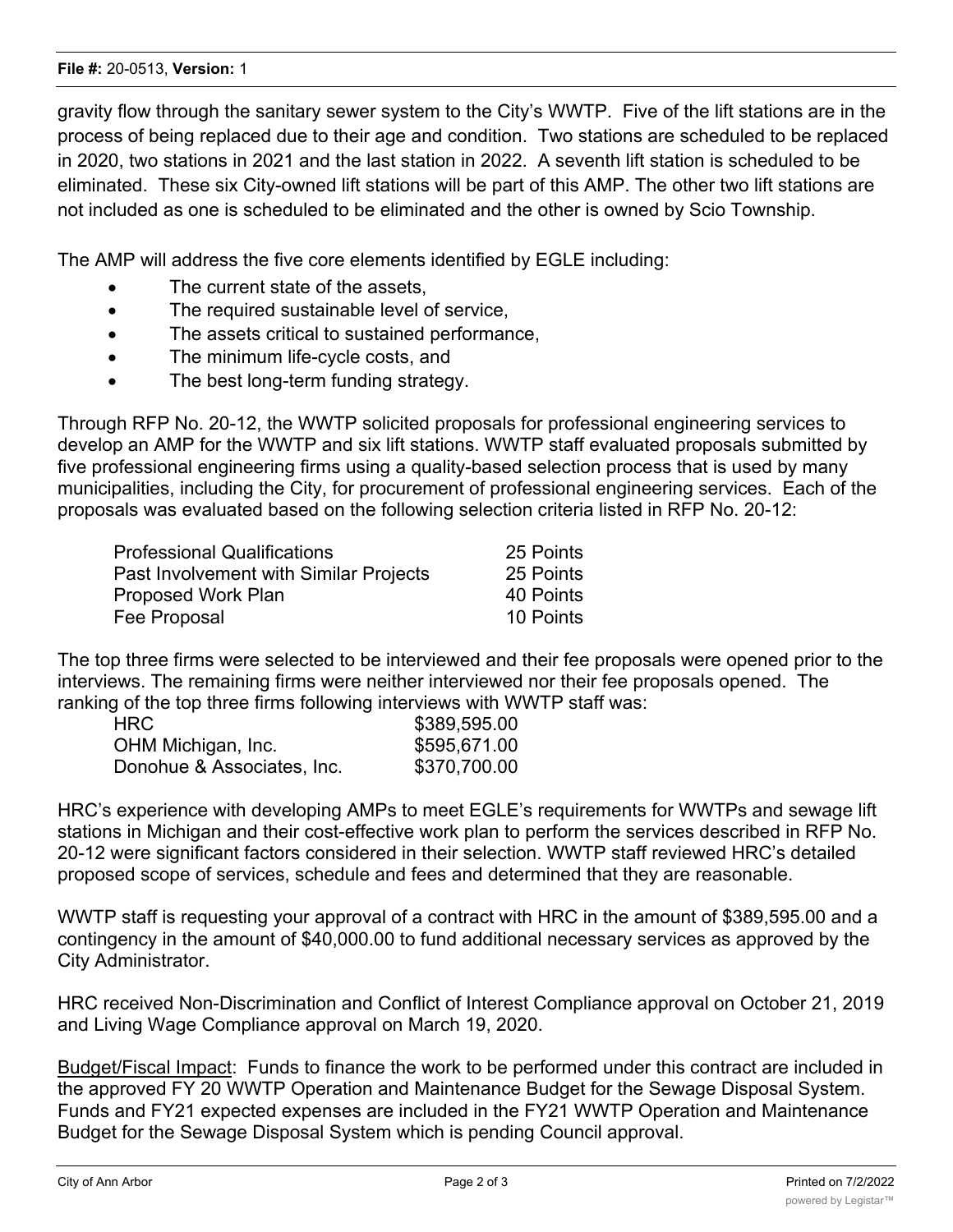gravity flow through the sanitary sewer system to the City's WWTP. Five of the lift stations are in the process of being replaced due to their age and condition. Two stations are scheduled to be replaced in 2020, two stations in 2021 and the last station in 2022. A seventh lift station is scheduled to be eliminated. These six City-owned lift stations will be part of this AMP. The other two lift stations are not included as one is scheduled to be eliminated and the other is owned by Scio Township.

The AMP will address the five core elements identified by EGLE including:

- The current state of the assets,
- The required sustainable level of service,
- The assets critical to sustained performance,
- The minimum life-cycle costs, and
- The best long-term funding strategy.

Through RFP No. 20-12, the WWTP solicited proposals for professional engineering services to develop an AMP for the WWTP and six lift stations. WWTP staff evaluated proposals submitted by five professional engineering firms using a quality-based selection process that is used by many municipalities, including the City, for procurement of professional engineering services. Each of the proposals was evaluated based on the following selection criteria listed in RFP No. 20-12:

| | |
|---|---|
| Professional Qualifications | 25 Points |
| Past Involvement with Similar Projects | 25 Points |
| Proposed Work Plan | 40 Points |
| Fee Proposal | 10 Points |

The top three firms were selected to be interviewed and their fee proposals were opened prior to the interviews. The remaining firms were neither interviewed nor their fee proposals opened. The ranking of the top three firms following interviews with WWTP staff was:

| | |
|---|---|
| HRC | $389,595.00 |
| OHM Michigan, Inc. | $595,671.00 |
| Donohue & Associates, Inc. | $370,700.00 |

HRC's experience with developing AMPs to meet EGLE's requirements for WWTPs and sewage lift stations in Michigan and their cost-effective work plan to perform the services described in RFP No. 20-12 were significant factors considered in their selection. WWTP staff reviewed HRC's detailed proposed scope of services, schedule and fees and determined that they are reasonable.

WWTP staff is requesting your approval of a contract with HRC in the amount of $389,595.00 and a contingency in the amount of $40,000.00 to fund additional necessary services as approved by the City Administrator.

HRC received Non-Discrimination and Conflict of Interest Compliance approval on October 21, 2019 and Living Wage Compliance approval on March 19, 2020.

Budget/Fiscal Impact: Funds to finance the work to be performed under this contract are included in the approved FY 20 WWTP Operation and Maintenance Budget for the Sewage Disposal System. Funds and FY21 expected expenses are included in the FY21 WWTP Operation and Maintenance Budget for the Sewage Disposal System which is pending Council approval.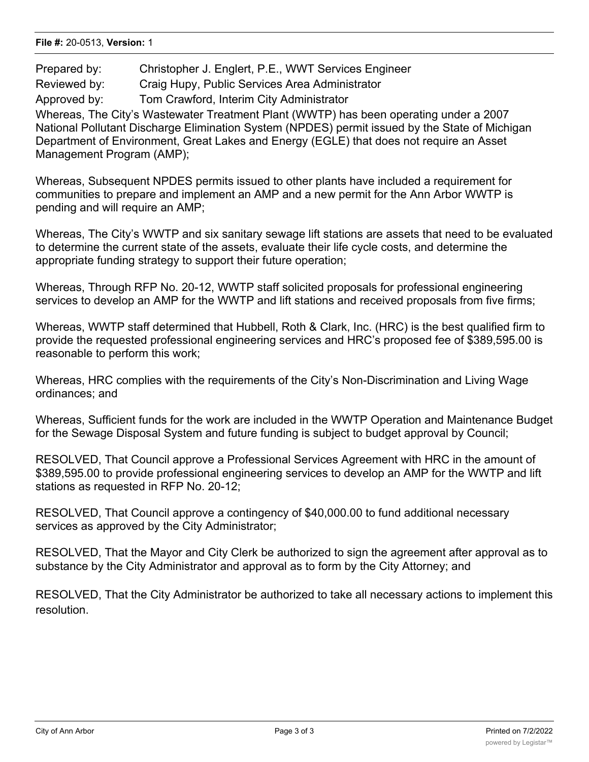**File #:** 20-0513, **Version:** 1

Prepared by: Christopher J. Englert, P.E., WWT Services Engineer
Reviewed by: Craig Hupy, Public Services Area Administrator
Approved by: Tom Crawford, Interim City Administrator

Whereas, The City's Wastewater Treatment Plant (WWTP) has been operating under a 2007 National Pollutant Discharge Elimination System (NPDES) permit issued by the State of Michigan Department of Environment, Great Lakes and Energy (EGLE) that does not require an Asset Management Program (AMP);

Whereas, Subsequent NPDES permits issued to other plants have included a requirement for communities to prepare and implement an AMP and a new permit for the Ann Arbor WWTP is pending and will require an AMP;

Whereas, The City's WWTP and six sanitary sewage lift stations are assets that need to be evaluated to determine the current state of the assets, evaluate their life cycle costs, and determine the appropriate funding strategy to support their future operation;

Whereas, Through RFP No. 20-12, WWTP staff solicited proposals for professional engineering services to develop an AMP for the WWTP and lift stations and received proposals from five firms;

Whereas, WWTP staff determined that Hubbell, Roth & Clark, Inc. (HRC) is the best qualified firm to provide the requested professional engineering services and HRC's proposed fee of $389,595.00 is reasonable to perform this work;

Whereas, HRC complies with the requirements of the City's Non-Discrimination and Living Wage ordinances; and

Whereas, Sufficient funds for the work are included in the WWTP Operation and Maintenance Budget for the Sewage Disposal System and future funding is subject to budget approval by Council;

RESOLVED, That Council approve a Professional Services Agreement with HRC in the amount of $389,595.00 to provide professional engineering services to develop an AMP for the WWTP and lift stations as requested in RFP No. 20-12;

RESOLVED, That Council approve a contingency of $40,000.00 to fund additional necessary services as approved by the City Administrator;

RESOLVED, That the Mayor and City Clerk be authorized to sign the agreement after approval as to substance by the City Administrator and approval as to form by the City Attorney; and

RESOLVED, That the City Administrator be authorized to take all necessary actions to implement this resolution.